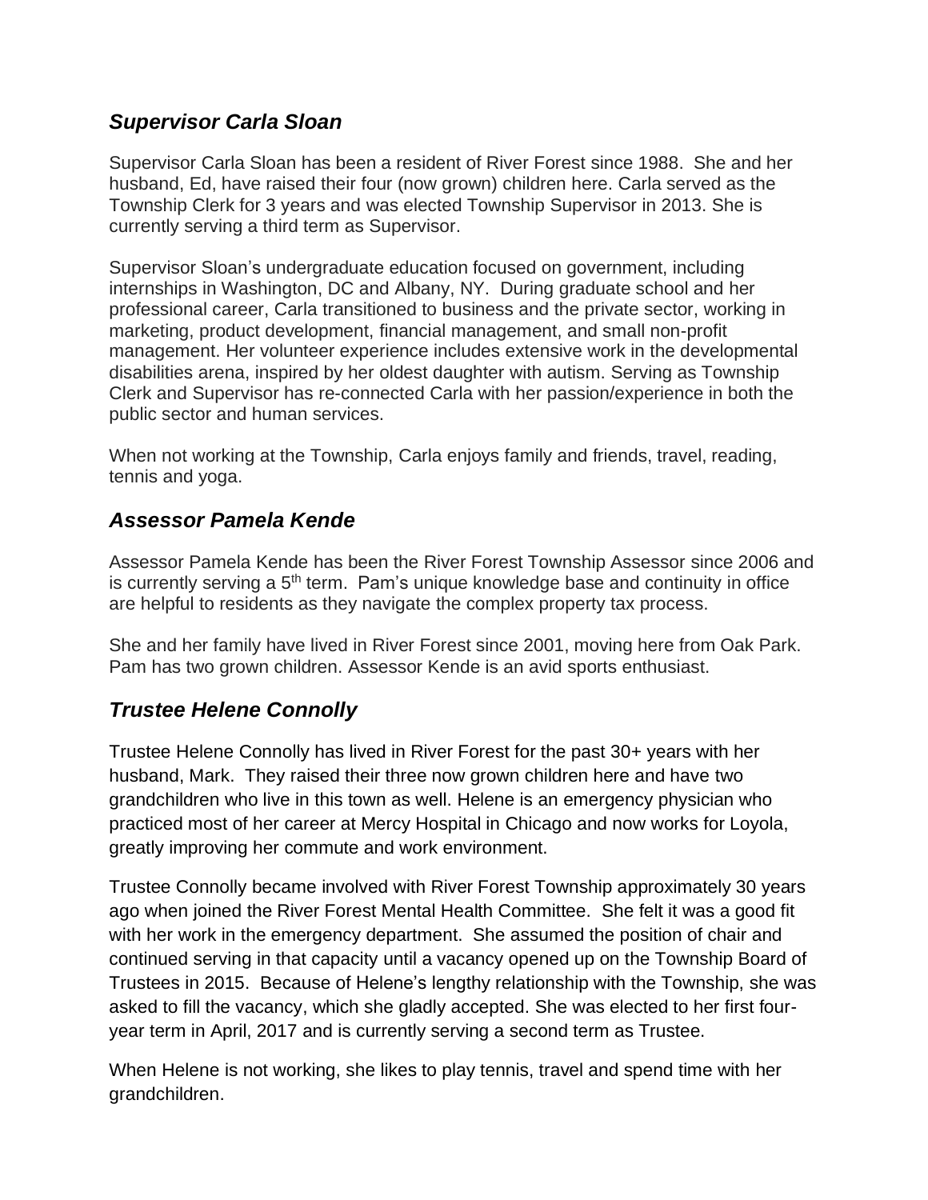## ***Supervisor Carla Sloan***

Supervisor Carla Sloan has been a resident of River Forest since 1988. She and her husband, Ed, have raised their four (now grown) children here. Carla served as the Township Clerk for 3 years and was elected Township Supervisor in 2013. She is currently serving a third term as Supervisor.

Supervisor Sloan's undergraduate education focused on government, including internships in Washington, DC and Albany, NY. During graduate school and her professional career, Carla transitioned to business and the private sector, working in marketing, product development, financial management, and small non-profit management. Her volunteer experience includes extensive work in the developmental disabilities arena, inspired by her oldest daughter with autism. Serving as Township Clerk and Supervisor has re-connected Carla with her passion/experience in both the public sector and human services.

When not working at the Township, Carla enjoys family and friends, travel, reading, tennis and yoga.

## ***Assessor Pamela Kende***

Assessor Pamela Kende has been the River Forest Township Assessor since 2006 and is currently serving a 5th term. Pam's unique knowledge base and continuity in office are helpful to residents as they navigate the complex property tax process.

She and her family have lived in River Forest since 2001, moving here from Oak Park. Pam has two grown children. Assessor Kende is an avid sports enthusiast.

## ***Trustee Helene Connolly***

Trustee Helene Connolly has lived in River Forest for the past 30+ years with her husband, Mark. They raised their three now grown children here and have two grandchildren who live in this town as well. Helene is an emergency physician who practiced most of her career at Mercy Hospital in Chicago and now works for Loyola, greatly improving her commute and work environment.

Trustee Connolly became involved with River Forest Township approximately 30 years ago when joined the River Forest Mental Health Committee. She felt it was a good fit with her work in the emergency department. She assumed the position of chair and continued serving in that capacity until a vacancy opened up on the Township Board of Trustees in 2015. Because of Helene's lengthy relationship with the Township, she was asked to fill the vacancy, which she gladly accepted. She was elected to her first four-year term in April, 2017 and is currently serving a second term as Trustee.

When Helene is not working, she likes to play tennis, travel and spend time with her grandchildren.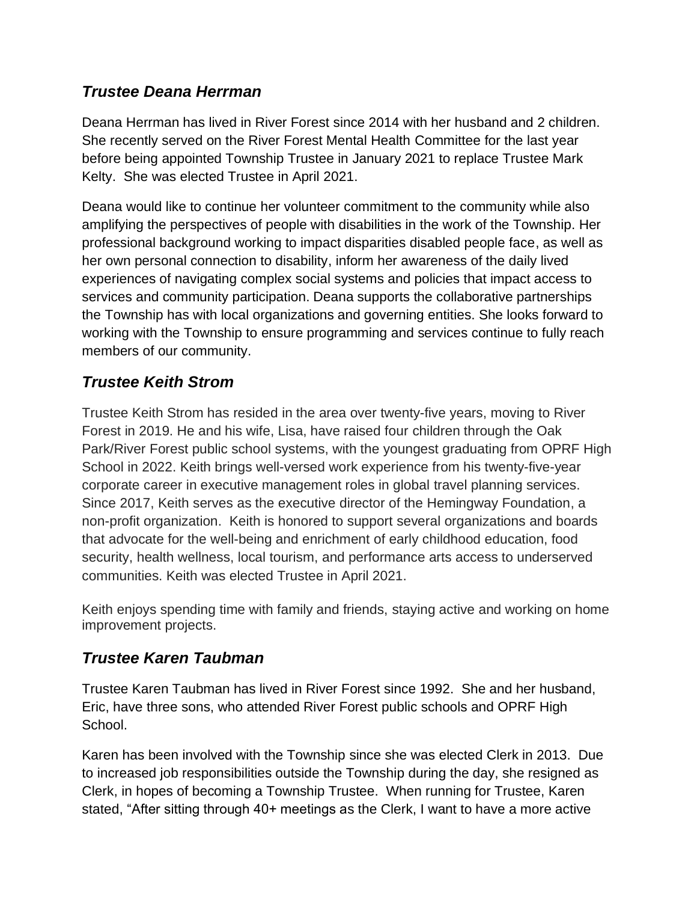## *Trustee Deana Herrman*

Deana Herrman has lived in River Forest since 2014 with her husband and 2 children. She recently served on the River Forest Mental Health Committee for the last year before being appointed Township Trustee in January 2021 to replace Trustee Mark Kelty. She was elected Trustee in April 2021.

Deana would like to continue her volunteer commitment to the community while also amplifying the perspectives of people with disabilities in the work of the Township. Her professional background working to impact disparities disabled people face, as well as her own personal connection to disability, inform her awareness of the daily lived experiences of navigating complex social systems and policies that impact access to services and community participation. Deana supports the collaborative partnerships the Township has with local organizations and governing entities. She looks forward to working with the Township to ensure programming and services continue to fully reach members of our community.

## *Trustee Keith Strom*

Trustee Keith Strom has resided in the area over twenty-five years, moving to River Forest in 2019. He and his wife, Lisa, have raised four children through the Oak Park/River Forest public school systems, with the youngest graduating from OPRF High School in 2022. Keith brings well-versed work experience from his twenty-five-year corporate career in executive management roles in global travel planning services. Since 2017, Keith serves as the executive director of the Hemingway Foundation, a non-profit organization. Keith is honored to support several organizations and boards that advocate for the well-being and enrichment of early childhood education, food security, health wellness, local tourism, and performance arts access to underserved communities. Keith was elected Trustee in April 2021.

Keith enjoys spending time with family and friends, staying active and working on home improvement projects.

## *Trustee Karen Taubman*

Trustee Karen Taubman has lived in River Forest since 1992. She and her husband, Eric, have three sons, who attended River Forest public schools and OPRF High School.

Karen has been involved with the Township since she was elected Clerk in 2013. Due to increased job responsibilities outside the Township during the day, she resigned as Clerk, in hopes of becoming a Township Trustee. When running for Trustee, Karen stated, "After sitting through 40+ meetings as the Clerk, I want to have a more active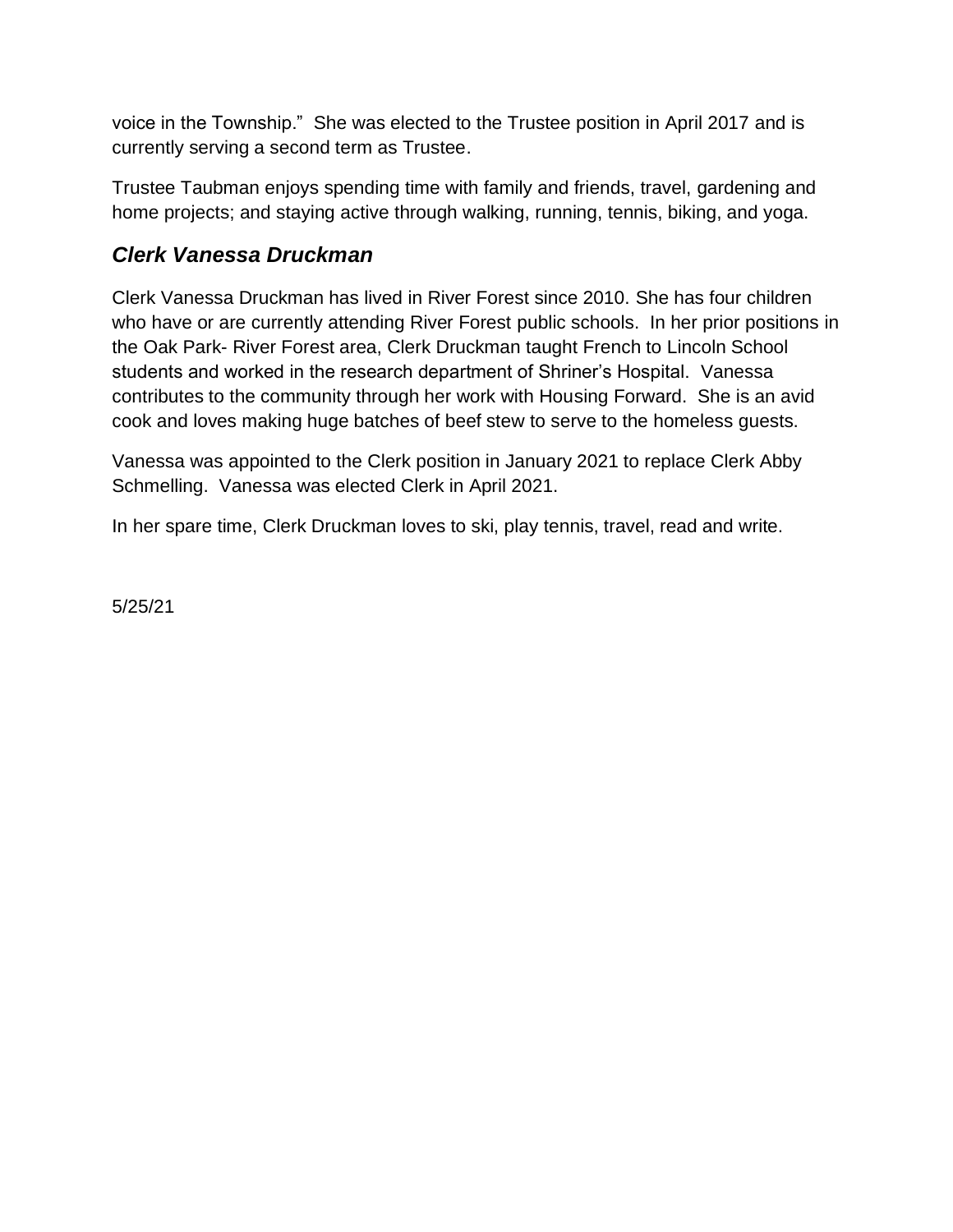voice in the Township." She was elected to the Trustee position in April 2017 and is currently serving a second term as Trustee.

Trustee Taubman enjoys spending time with family and friends, travel, gardening and home projects; and staying active through walking, running, tennis, biking, and yoga.

## *Clerk Vanessa Druckman*

Clerk Vanessa Druckman has lived in River Forest since 2010. She has four children who have or are currently attending River Forest public schools. In her prior positions in the Oak Park- River Forest area, Clerk Druckman taught French to Lincoln School students and worked in the research department of Shriner's Hospital. Vanessa contributes to the community through her work with Housing Forward. She is an avid cook and loves making huge batches of beef stew to serve to the homeless guests.

Vanessa was appointed to the Clerk position in January 2021 to replace Clerk Abby Schmelling. Vanessa was elected Clerk in April 2021.

In her spare time, Clerk Druckman loves to ski, play tennis, travel, read and write.

5/25/21